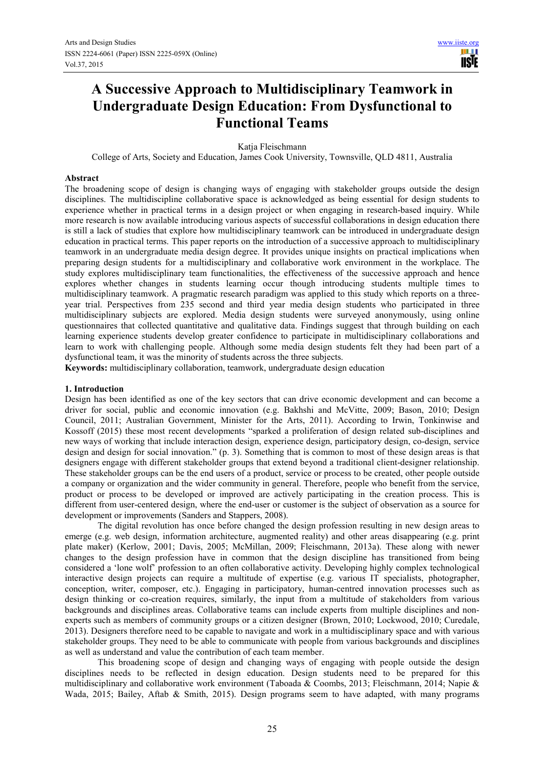# A Successive Approach to Multidisciplinary Teamwork in Undergraduate Design Education: From Dysfunctional to Functional Teams

Katja Fleischmann

College of Arts, Society and Education, James Cook University, Townsville, QLD 4811, Australia

## Abstract

The broadening scope of design is changing ways of engaging with stakeholder groups outside the design disciplines. The multidiscipline collaborative space is acknowledged as being essential for design students to experience whether in practical terms in a design project or when engaging in research-based inquiry. While more research is now available introducing various aspects of successful collaborations in design education there is still a lack of studies that explore how multidisciplinary teamwork can be introduced in undergraduate design education in practical terms. This paper reports on the introduction of a successive approach to multidisciplinary teamwork in an undergraduate media design degree. It provides unique insights on practical implications when preparing design students for a multidisciplinary and collaborative work environment in the workplace. The study explores multidisciplinary team functionalities, the effectiveness of the successive approach and hence explores whether changes in students learning occur though introducing students multiple times to multidisciplinary teamwork. A pragmatic research paradigm was applied to this study which reports on a three-year trial. Perspectives from 235 second and third year media design students who participated in three multidisciplinary subjects are explored. Media design students were surveyed anonymously, using online questionnaires that collected quantitative and qualitative data. Findings suggest that through building on each learning experience students develop greater confidence to participate in multidisciplinary collaborations and learn to work with challenging people. Although some media design students felt they had been part of a dysfunctional team, it was the minority of students across the three subjects.

**Keywords:** multidisciplinary collaboration, teamwork, undergraduate design education

## 1. Introduction

Design has been identified as one of the key sectors that can drive economic development and can become a driver for social, public and economic innovation (e.g. Bakhshi and McVitte, 2009; Bason, 2010; Design Council, 2011; Australian Government, Minister for the Arts, 2011). According to Irwin, Tonkinwise and Kossoff (2015) these most recent developments "sparked a proliferation of design related sub-disciplines and new ways of working that include interaction design, experience design, participatory design, co-design, service design and design for social innovation." (p. 3). Something that is common to most of these design areas is that designers engage with different stakeholder groups that extend beyond a traditional client-designer relationship. These stakeholder groups can be the end users of a product, service or process to be created, other people outside a company or organization and the wider community in general. Therefore, people who benefit from the service, product or process to be developed or improved are actively participating in the creation process. This is different from user-centered design, where the end-user or customer is the subject of observation as a source for development or improvements (Sanders and Stappers, 2008).

The digital revolution has once before changed the design profession resulting in new design areas to emerge (e.g. web design, information architecture, augmented reality) and other areas disappearing (e.g. print plate maker) (Kerlow, 2001; Davis, 2005; McMillan, 2009; Fleischmann, 2013a). These along with newer changes to the design profession have in common that the design discipline has transitioned from being considered a 'lone wolf' profession to an often collaborative activity. Developing highly complex technological interactive design projects can require a multitude of expertise (e.g. various IT specialists, photographer, conception, writer, composer, etc.). Engaging in participatory, human-centred innovation processes such as design thinking or co-creation requires, similarly, the input from a multitude of stakeholders from various backgrounds and disciplines areas. Collaborative teams can include experts from multiple disciplines and non-experts such as members of community groups or a citizen designer (Brown, 2010; Lockwood, 2010; Curedale, 2013). Designers therefore need to be capable to navigate and work in a multidisciplinary space and with various stakeholder groups. They need to be able to communicate with people from various backgrounds and disciplines as well as understand and value the contribution of each team member.

This broadening scope of design and changing ways of engaging with people outside the design disciplines needs to be reflected in design education. Design students need to be prepared for this multidisciplinary and collaborative work environment (Taboada & Coombs, 2013; Fleischmann, 2014; Napie & Wada, 2015; Bailey, Aftab & Smith, 2015). Design programs seem to have adapted, with many programs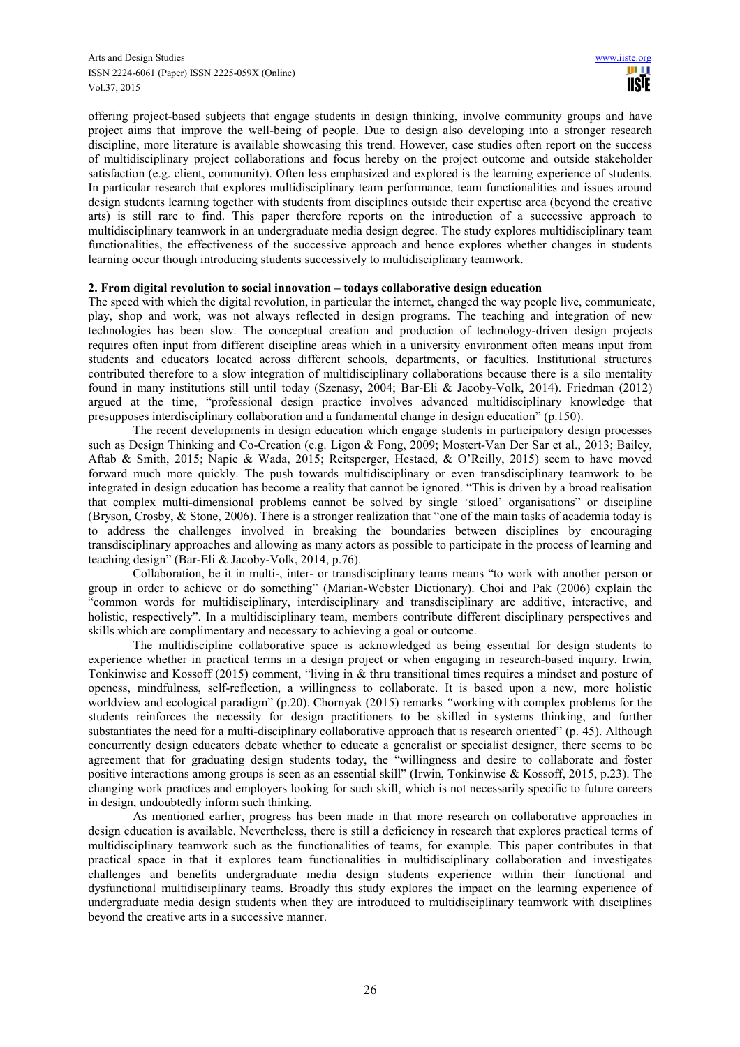offering project-based subjects that engage students in design thinking, involve community groups and have project aims that improve the well-being of people. Due to design also developing into a stronger research discipline, more literature is available showcasing this trend. However, case studies often report on the success of multidisciplinary project collaborations and focus hereby on the project outcome and outside stakeholder satisfaction (e.g. client, community). Often less emphasized and explored is the learning experience of students. In particular research that explores multidisciplinary team performance, team functionalities and issues around design students learning together with students from disciplines outside their expertise area (beyond the creative arts) is still rare to find. This paper therefore reports on the introduction of a successive approach to multidisciplinary teamwork in an undergraduate media design degree. The study explores multidisciplinary team functionalities, the effectiveness of the successive approach and hence explores whether changes in students learning occur though introducing students successively to multidisciplinary teamwork.

## 2. From digital revolution to social innovation – todays collaborative design education

The speed with which the digital revolution, in particular the internet, changed the way people live, communicate, play, shop and work, was not always reflected in design programs. The teaching and integration of new technologies has been slow. The conceptual creation and production of technology-driven design projects requires often input from different discipline areas which in a university environment often means input from students and educators located across different schools, departments, or faculties. Institutional structures contributed therefore to a slow integration of multidisciplinary collaborations because there is a silo mentality found in many institutions still until today (Szenasy, 2004; Bar-Eli & Jacoby-Volk, 2014). Friedman (2012) argued at the time, "professional design practice involves advanced multidisciplinary knowledge that presupposes interdisciplinary collaboration and a fundamental change in design education" (p.150).

The recent developments in design education which engage students in participatory design processes such as Design Thinking and Co-Creation (e.g. Ligon & Fong, 2009; Mostert-Van Der Sar et al., 2013; Bailey, Aftab & Smith, 2015; Napie & Wada, 2015; Reitsperger, Hestaed, & O'Reilly, 2015) seem to have moved forward much more quickly. The push towards multidisciplinary or even transdisciplinary teamwork to be integrated in design education has become a reality that cannot be ignored. "This is driven by a broad realisation that complex multi-dimensional problems cannot be solved by single 'siloed' organisations" or discipline (Bryson, Crosby, & Stone, 2006). There is a stronger realization that "one of the main tasks of academia today is to address the challenges involved in breaking the boundaries between disciplines by encouraging transdisciplinary approaches and allowing as many actors as possible to participate in the process of learning and teaching design" (Bar-Eli & Jacoby-Volk, 2014, p.76).

Collaboration, be it in multi-, inter- or transdisciplinary teams means "to work with another person or group in order to achieve or do something" (Marian-Webster Dictionary). Choi and Pak (2006) explain the "common words for multidisciplinary, interdisciplinary and transdisciplinary are additive, interactive, and holistic, respectively". In a multidisciplinary team, members contribute different disciplinary perspectives and skills which are complimentary and necessary to achieving a goal or outcome.

The multidiscipline collaborative space is acknowledged as being essential for design students to experience whether in practical terms in a design project or when engaging in research-based inquiry. Irwin, Tonkinwise and Kossoff (2015) comment, "living in & thru transitional times requires a mindset and posture of openess, mindfulness, self-reflection, a willingness to collaborate. It is based upon a new, more holistic worldview and ecological paradigm" (p.20). Chornyak (2015) remarks *"*working with complex problems for the students reinforces the necessity for design practitioners to be skilled in systems thinking, and further substantiates the need for a multi-disciplinary collaborative approach that is research oriented" (p. 45). Although concurrently design educators debate whether to educate a generalist or specialist designer, there seems to be agreement that for graduating design students today, the "willingness and desire to collaborate and foster positive interactions among groups is seen as an essential skill" (Irwin, Tonkinwise & Kossoff, 2015, p.23). The changing work practices and employers looking for such skill, which is not necessarily specific to future careers in design, undoubtedly inform such thinking.

As mentioned earlier, progress has been made in that more research on collaborative approaches in design education is available. Nevertheless, there is still a deficiency in research that explores practical terms of multidisciplinary teamwork such as the functionalities of teams, for example. This paper contributes in that practical space in that it explores team functionalities in multidisciplinary collaboration and investigates challenges and benefits undergraduate media design students experience within their functional and dysfunctional multidisciplinary teams. Broadly this study explores the impact on the learning experience of undergraduate media design students when they are introduced to multidisciplinary teamwork with disciplines beyond the creative arts in a successive manner.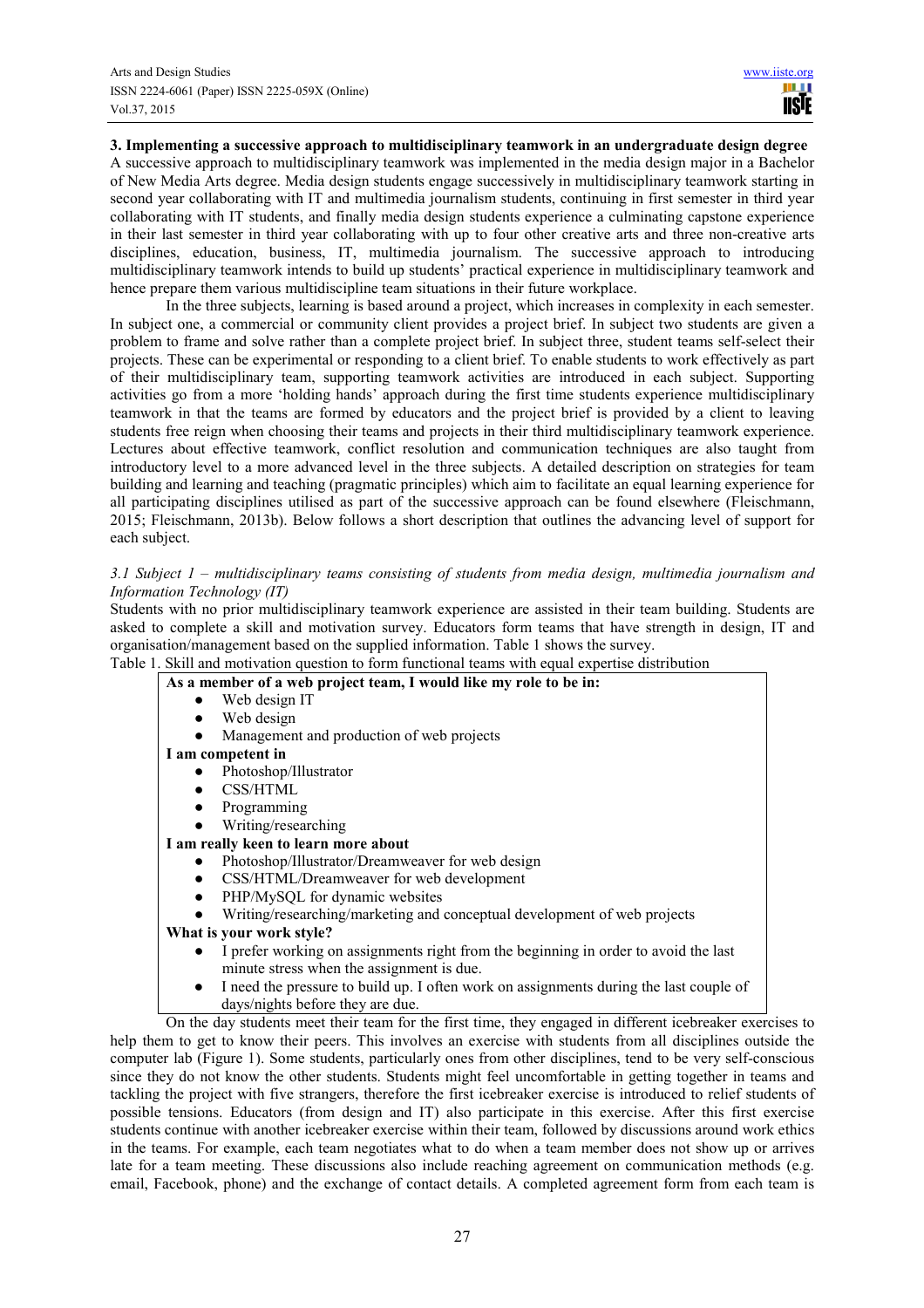## 3. Implementing a successive approach to multidisciplinary teamwork in an undergraduate design degree

A successive approach to multidisciplinary teamwork was implemented in the media design major in a Bachelor of New Media Arts degree. Media design students engage successively in multidisciplinary teamwork starting in second year collaborating with IT and multimedia journalism students, continuing in first semester in third year collaborating with IT students, and finally media design students experience a culminating capstone experience in their last semester in third year collaborating with up to four other creative arts and three non-creative arts disciplines, education, business, IT, multimedia journalism. The successive approach to introducing multidisciplinary teamwork intends to build up students' practical experience in multidisciplinary teamwork and hence prepare them various multidiscipline team situations in their future workplace.

In the three subjects, learning is based around a project, which increases in complexity in each semester. In subject one, a commercial or community client provides a project brief. In subject two students are given a problem to frame and solve rather than a complete project brief. In subject three, student teams self-select their projects. These can be experimental or responding to a client brief. To enable students to work effectively as part of their multidisciplinary team, supporting teamwork activities are introduced in each subject. Supporting activities go from a more 'holding hands' approach during the first time students experience multidisciplinary teamwork in that the teams are formed by educators and the project brief is provided by a client to leaving students free reign when choosing their teams and projects in their third multidisciplinary teamwork experience. Lectures about effective teamwork, conflict resolution and communication techniques are also taught from introductory level to a more advanced level in the three subjects. A detailed description on strategies for team building and learning and teaching (pragmatic principles) which aim to facilitate an equal learning experience for all participating disciplines utilised as part of the successive approach can be found elsewhere (Fleischmann, 2015; Fleischmann, 2013b). Below follows a short description that outlines the advancing level of support for each subject.

### *3.1 Subject 1 – multidisciplinary teams consisting of students from media design, multimedia journalism and Information Technology (IT)*

Students with no prior multidisciplinary teamwork experience are assisted in their team building. Students are asked to complete a skill and motivation survey. Educators form teams that have strength in design, IT and organisation/management based on the supplied information. Table 1 shows the survey.

Table 1. Skill and motivation question to form functional teams with equal expertise distribution

**As a member of a web project team, I would like my role to be in:**

- Web design IT
- Web design
- Management and production of web projects

**I am competent in**

- Photoshop/Illustrator
- CSS/HTML
- Programming
- Writing/researching

**I am really keen to learn more about**

- Photoshop/Illustrator/Dreamweaver for web design
- CSS/HTML/Dreamweaver for web development
- PHP/MySQL for dynamic websites
- Writing/researching/marketing and conceptual development of web projects

**What is your work style?**

- I prefer working on assignments right from the beginning in order to avoid the last minute stress when the assignment is due.
- I need the pressure to build up. I often work on assignments during the last couple of days/nights before they are due.

On the day students meet their team for the first time, they engaged in different icebreaker exercises to help them to get to know their peers. This involves an exercise with students from all disciplines outside the computer lab (Figure 1). Some students, particularly ones from other disciplines, tend to be very self-conscious since they do not know the other students. Students might feel uncomfortable in getting together in teams and tackling the project with five strangers, therefore the first icebreaker exercise is introduced to relief students of possible tensions. Educators (from design and IT) also participate in this exercise. After this first exercise students continue with another icebreaker exercise within their team, followed by discussions around work ethics in the teams. For example, each team negotiates what to do when a team member does not show up or arrives late for a team meeting. These discussions also include reaching agreement on communication methods (e.g. email, Facebook, phone) and the exchange of contact details. A completed agreement form from each team is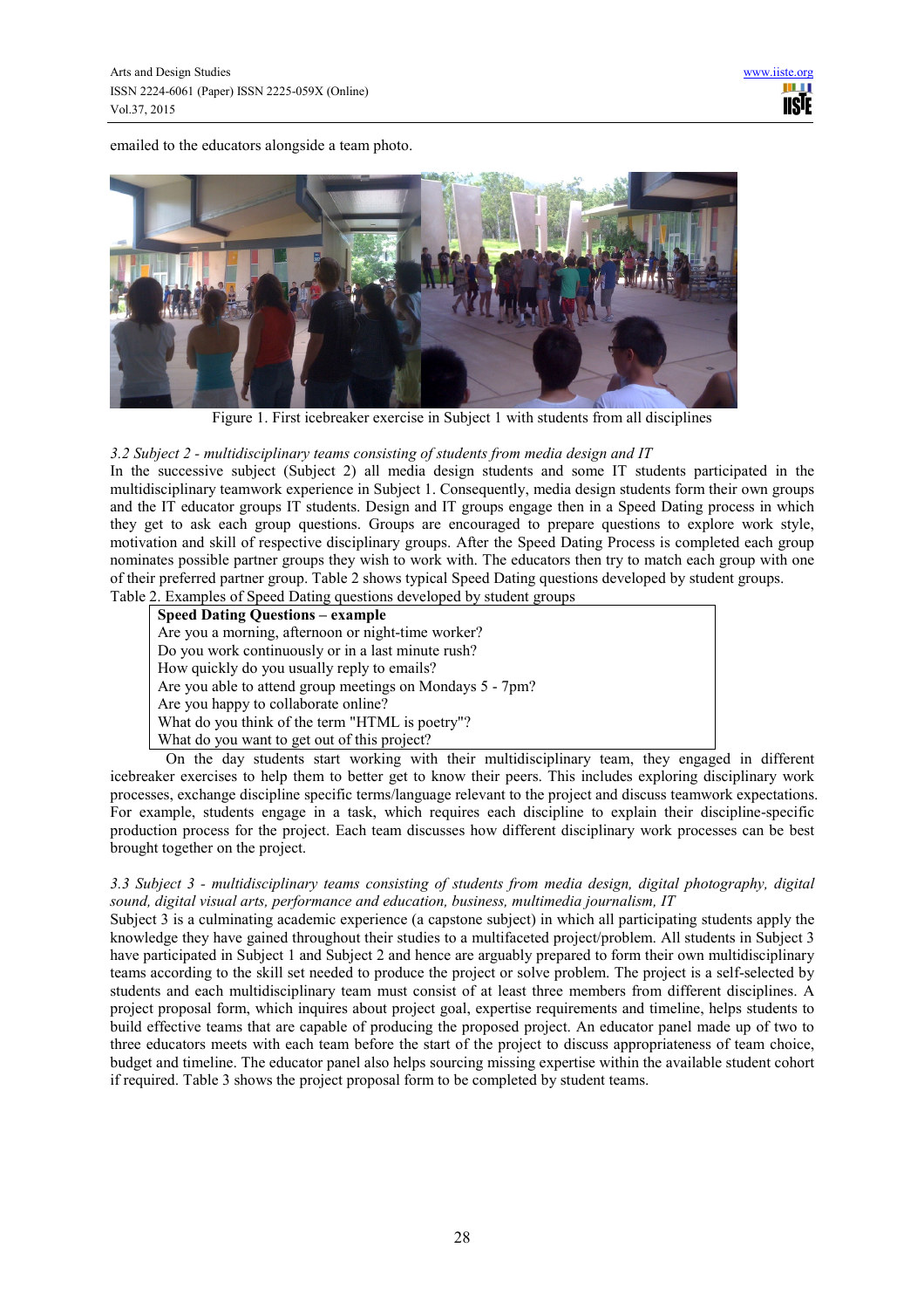emailed to the educators alongside a team photo.

Figure 1. First icebreaker exercise in Subject 1 with students from all disciplines

*3.2 Subject 2 - multidisciplinary teams consisting of students from media design and IT*

In the successive subject (Subject 2) all media design students and some IT students participated in the multidisciplinary teamwork experience in Subject 1. Consequently, media design students form their own groups and the IT educator groups IT students. Design and IT groups engage then in a Speed Dating process in which they get to ask each group questions. Groups are encouraged to prepare questions to explore work style, motivation and skill of respective disciplinary groups. After the Speed Dating Process is completed each group nominates possible partner groups they wish to work with. The educators then try to match each group with one of their preferred partner group. Table 2 shows typical Speed Dating questions developed by student groups.

Table 2. Examples of Speed Dating questions developed by student groups

| **Speed Dating Questions – example** |
| --- |
| Are you a morning, afternoon or night-time worker? |
| Do you work continuously or in a last minute rush? |
| How quickly do you usually reply to emails? |
| Are you able to attend group meetings on Mondays 5 - 7pm? |
| Are you happy to collaborate online? |
| What do you think of the term "HTML is poetry"? |
| What do you want to get out of this project? |

On the day students start working with their multidisciplinary team, they engaged in different icebreaker exercises to help them to better get to know their peers. This includes exploring disciplinary work processes, exchange discipline specific terms/language relevant to the project and discuss teamwork expectations. For example, students engage in a task, which requires each discipline to explain their discipline-specific production process for the project. Each team discusses how different disciplinary work processes can be best brought together on the project.

*3.3 Subject 3 - multidisciplinary teams consisting of students from media design, digital photography, digital sound, digital visual arts, performance and education, business, multimedia journalism, IT*

Subject 3 is a culminating academic experience (a capstone subject) in which all participating students apply the knowledge they have gained throughout their studies to a multifaceted project/problem. All students in Subject 3 have participated in Subject 1 and Subject 2 and hence are arguably prepared to form their own multidisciplinary teams according to the skill set needed to produce the project or solve problem. The project is a self-selected by students and each multidisciplinary team must consist of at least three members from different disciplines. A project proposal form, which inquires about project goal, expertise requirements and timeline, helps students to build effective teams that are capable of producing the proposed project. An educator panel made up of two to three educators meets with each team before the start of the project to discuss appropriateness of team choice, budget and timeline. The educator panel also helps sourcing missing expertise within the available student cohort if required. Table 3 shows the project proposal form to be completed by student teams.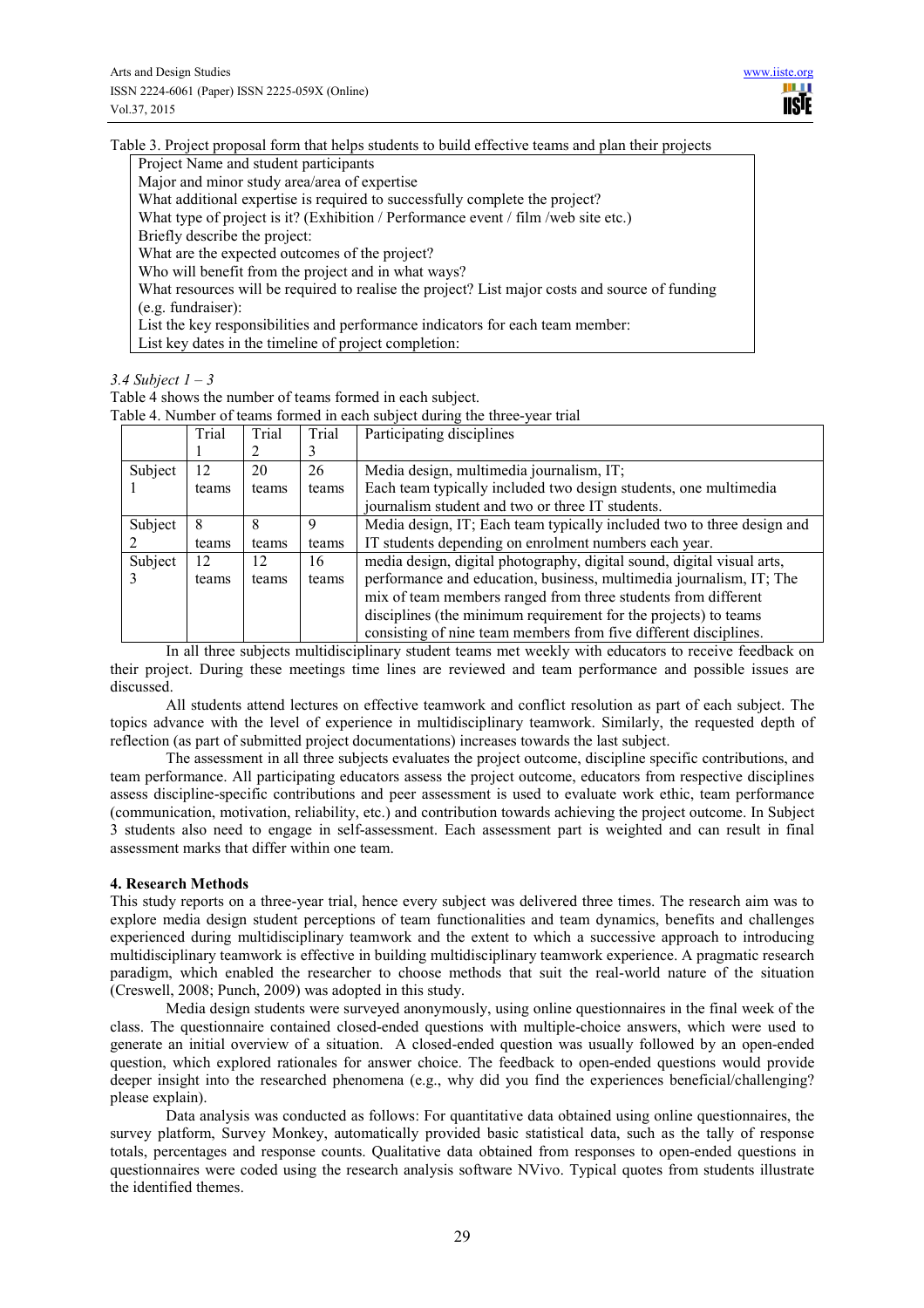Table 3. Project proposal form that helps students to build effective teams and plan their projects

| Project Name and student participants |
|---|
| Major and minor study area/area of expertise |
| What additional expertise is required to successfully complete the project? |
| What type of project is it? (Exhibition / Performance event / film /web site etc.) |
| Briefly describe the project: |
| What are the expected outcomes of the project? |
| Who will benefit from the project and in what ways? |
| What resources will be required to realise the project? List major costs and source of funding (e.g. fundraiser): |
| List the key responsibilities and performance indicators for each team member: |
| List key dates in the timeline of project completion: |

### *3.4 Subject 1 – 3*

Table 4 shows the number of teams formed in each subject.

Table 4. Number of teams formed in each subject during the three-year trial

| | Trial 1 | Trial 2 | Trial 3 | Participating disciplines |
|---|---|---|---|---|
| Subject 1 | 12 teams | 20 teams | 26 teams | Media design, multimedia journalism, IT; Each team typically included two design students, one multimedia journalism student and two or three IT students. |
| Subject 2 | 8 teams | 8 teams | 9 teams | Media design, IT; Each team typically included two to three design and IT students depending on enrolment numbers each year. |
| Subject 3 | 12 teams | 12 teams | 16 teams | media design, digital photography, digital sound, digital visual arts, performance and education, business, multimedia journalism, IT; The mix of team members ranged from three students from different disciplines (the minimum requirement for the projects) to teams consisting of nine team members from five different disciplines. |

In all three subjects multidisciplinary student teams met weekly with educators to receive feedback on their project. During these meetings time lines are reviewed and team performance and possible issues are discussed.

All students attend lectures on effective teamwork and conflict resolution as part of each subject. The topics advance with the level of experience in multidisciplinary teamwork. Similarly, the requested depth of reflection (as part of submitted project documentations) increases towards the last subject.

The assessment in all three subjects evaluates the project outcome, discipline specific contributions, and team performance. All participating educators assess the project outcome, educators from respective disciplines assess discipline-specific contributions and peer assessment is used to evaluate work ethic, team performance (communication, motivation, reliability, etc.) and contribution towards achieving the project outcome. In Subject 3 students also need to engage in self-assessment. Each assessment part is weighted and can result in final assessment marks that differ within one team.

## 4. Research Methods

This study reports on a three-year trial, hence every subject was delivered three times. The research aim was to explore media design student perceptions of team functionalities and team dynamics, benefits and challenges experienced during multidisciplinary teamwork and the extent to which a successive approach to introducing multidisciplinary teamwork is effective in building multidisciplinary teamwork experience. A pragmatic research paradigm, which enabled the researcher to choose methods that suit the real-world nature of the situation (Creswell, 2008; Punch, 2009) was adopted in this study.

Media design students were surveyed anonymously, using online questionnaires in the final week of the class. The questionnaire contained closed-ended questions with multiple-choice answers, which were used to generate an initial overview of a situation. A closed-ended question was usually followed by an open-ended question, which explored rationales for answer choice. The feedback to open-ended questions would provide deeper insight into the researched phenomena (e.g., why did you find the experiences beneficial/challenging? please explain).

Data analysis was conducted as follows: For quantitative data obtained using online questionnaires, the survey platform, Survey Monkey, automatically provided basic statistical data, such as the tally of response totals, percentages and response counts. Qualitative data obtained from responses to open-ended questions in questionnaires were coded using the research analysis software NVivo. Typical quotes from students illustrate the identified themes.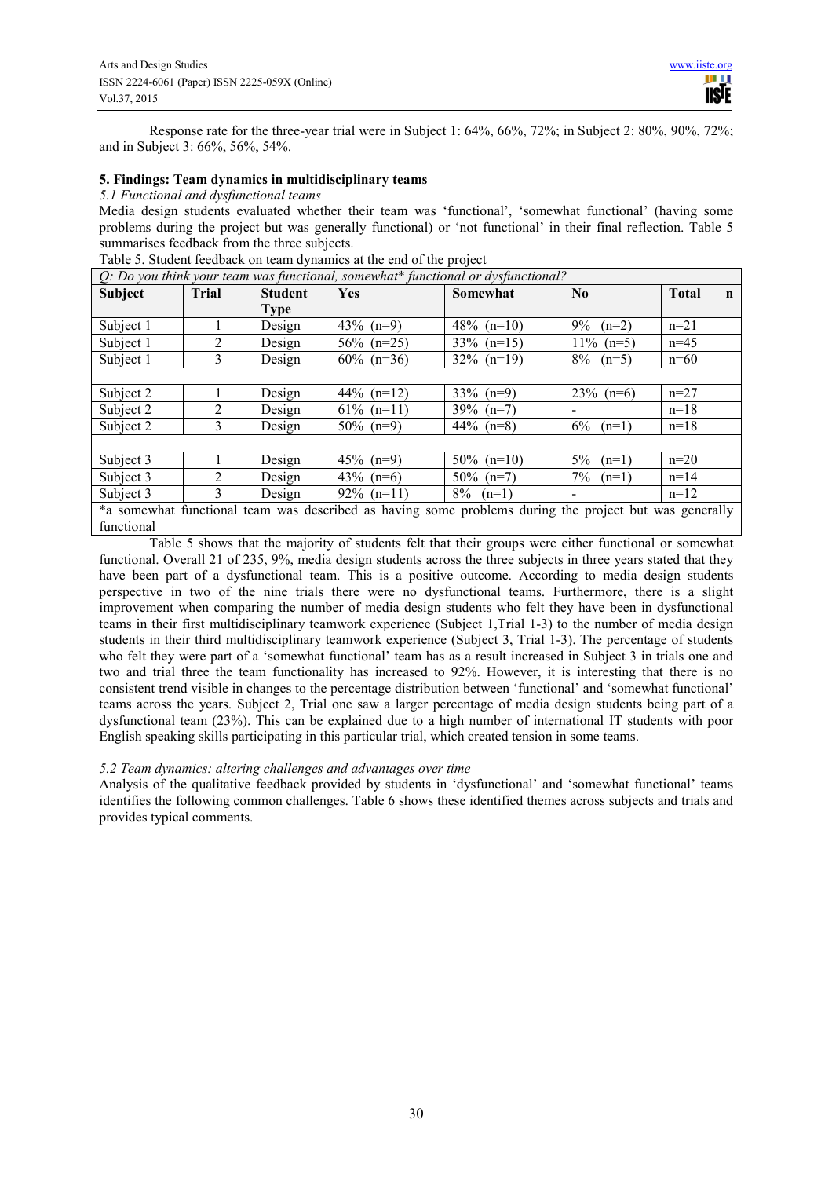Response rate for the three-year trial were in Subject 1: 64%, 66%, 72%; in Subject 2: 80%, 90%, 72%; and in Subject 3: 66%, 56%, 54%.

## 5. Findings: Team dynamics in multidisciplinary teams

### *5.1 Functional and dysfunctional teams*

Media design students evaluated whether their team was 'functional', 'somewhat functional' (having some problems during the project but was generally functional) or 'not functional' in their final reflection. Table 5 summarises feedback from the three subjects.

Table 5. Student feedback on team dynamics at the end of the project

| *Q: Do you think your team was functional, somewhat\* functional or dysfunctional?* | | | | | | |
|---|---|---|---|---|---|---|
| **Subject** | **Trial** | **Student Type** | **Yes** | **Somewhat** | **No** | **Total n** |
| Subject 1 | 1 | Design | 43% (n=9) | 48% (n=10) | 9% (n=2) | n=21 |
| Subject 1 | 2 | Design | 56% (n=25) | 33% (n=15) | 11% (n=5) | n=45 |
| Subject 1 | 3 | Design | 60% (n=36) | 32% (n=19) | 8% (n=5) | n=60 |
| | | | | | | |
| Subject 2 | 1 | Design | 44% (n=12) | 33% (n=9) | 23% (n=6) | n=27 |
| Subject 2 | 2 | Design | 61% (n=11) | 39% (n=7) | - | n=18 |
| Subject 2 | 3 | Design | 50% (n=9) | 44% (n=8) | 6% (n=1) | n=18 |
| | | | | | | |
| Subject 3 | 1 | Design | 45% (n=9) | 50% (n=10) | 5% (n=1) | n=20 |
| Subject 3 | 2 | Design | 43% (n=6) | 50% (n=7) | 7% (n=1) | n=14 |
| Subject 3 | 3 | Design | 92% (n=11) | 8% (n=1) | - | n=12 |

\*a somewhat functional team was described as having some problems during the project but was generally functional

Table 5 shows that the majority of students felt that their groups were either functional or somewhat functional. Overall 21 of 235, 9%, media design students across the three subjects in three years stated that they have been part of a dysfunctional team. This is a positive outcome. According to media design students perspective in two of the nine trials there were no dysfunctional teams. Furthermore, there is a slight improvement when comparing the number of media design students who felt they have been in dysfunctional teams in their first multidisciplinary teamwork experience (Subject 1,Trial 1-3) to the number of media design students in their third multidisciplinary teamwork experience (Subject 3, Trial 1-3). The percentage of students who felt they were part of a 'somewhat functional' team has as a result increased in Subject 3 in trials one and two and trial three the team functionality has increased to 92%. However, it is interesting that there is no consistent trend visible in changes to the percentage distribution between 'functional' and 'somewhat functional' teams across the years. Subject 2, Trial one saw a larger percentage of media design students being part of a dysfunctional team (23%). This can be explained due to a high number of international IT students with poor English speaking skills participating in this particular trial, which created tension in some teams.

### *5.2 Team dynamics: altering challenges and advantages over time*

Analysis of the qualitative feedback provided by students in 'dysfunctional' and 'somewhat functional' teams identifies the following common challenges. Table 6 shows these identified themes across subjects and trials and provides typical comments.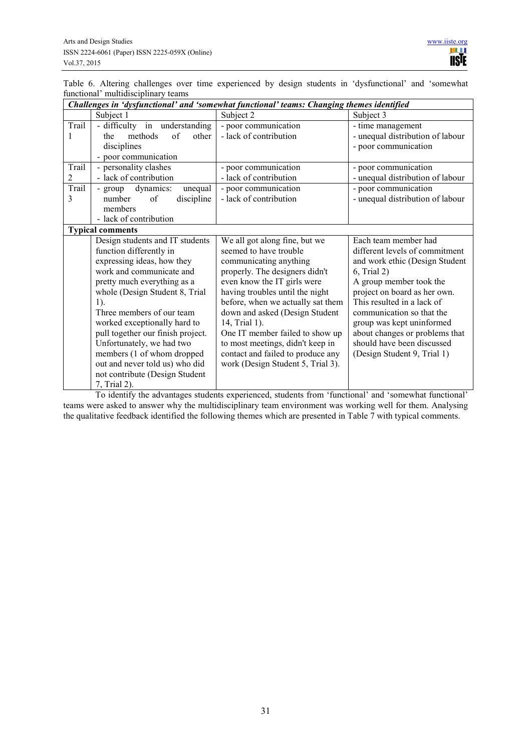Table 6. Altering challenges over time experienced by design students in 'dysfunctional' and 'somewhat functional' multidisciplinary teams

| ***Challenges in 'dysfunctional' and 'somewhat functional' teams: Changing themes identified*** | | | |
|---|---|---|---|
| | Subject 1 | Subject 2 | Subject 3 |
| Trail 1 | - difficulty in understanding the methods of other disciplines<br>- poor communication | - poor communication<br>- lack of contribution | - time management<br>- unequal distribution of labour<br>- poor communication |
| Trail 2 | - personality clashes<br>- lack of contribution | - poor communication<br>- lack of contribution | - poor communication<br>- unequal distribution of labour |
| Trail 3 | - group dynamics: unequal number of discipline members<br>- lack of contribution | - poor communication<br>- lack of contribution | - poor communication<br>- unequal distribution of labour |
| **Typical comments** | | | |
| | Design students and IT students function differently in expressing ideas, how they work and communicate and pretty much everything as a whole (Design Student 8, Trial 1).<br>Three members of our team worked exceptionally hard to pull together our finish project. Unfortunately, we had two members (1 of whom dropped out and never told us) who did not contribute (Design Student 7, Trial 2). | We all got along fine, but we seemed to have trouble communicating anything properly. The designers didn't even know the IT girls were having troubles until the night before, when we actually sat them down and asked (Design Student 14, Trial 1).<br>One IT member failed to show up to most meetings, didn't keep in contact and failed to produce any work (Design Student 5, Trial 3). | Each team member had different levels of commitment and work ethic (Design Student 6, Trial 2)<br>A group member took the project on board as her own. This resulted in a lack of communication so that the group was kept uninformed about changes or problems that should have been discussed (Design Student 9, Trial 1) |

To identify the advantages students experienced, students from 'functional' and 'somewhat functional' teams were asked to answer why the multidisciplinary team environment was working well for them. Analysing the qualitative feedback identified the following themes which are presented in Table 7 with typical comments.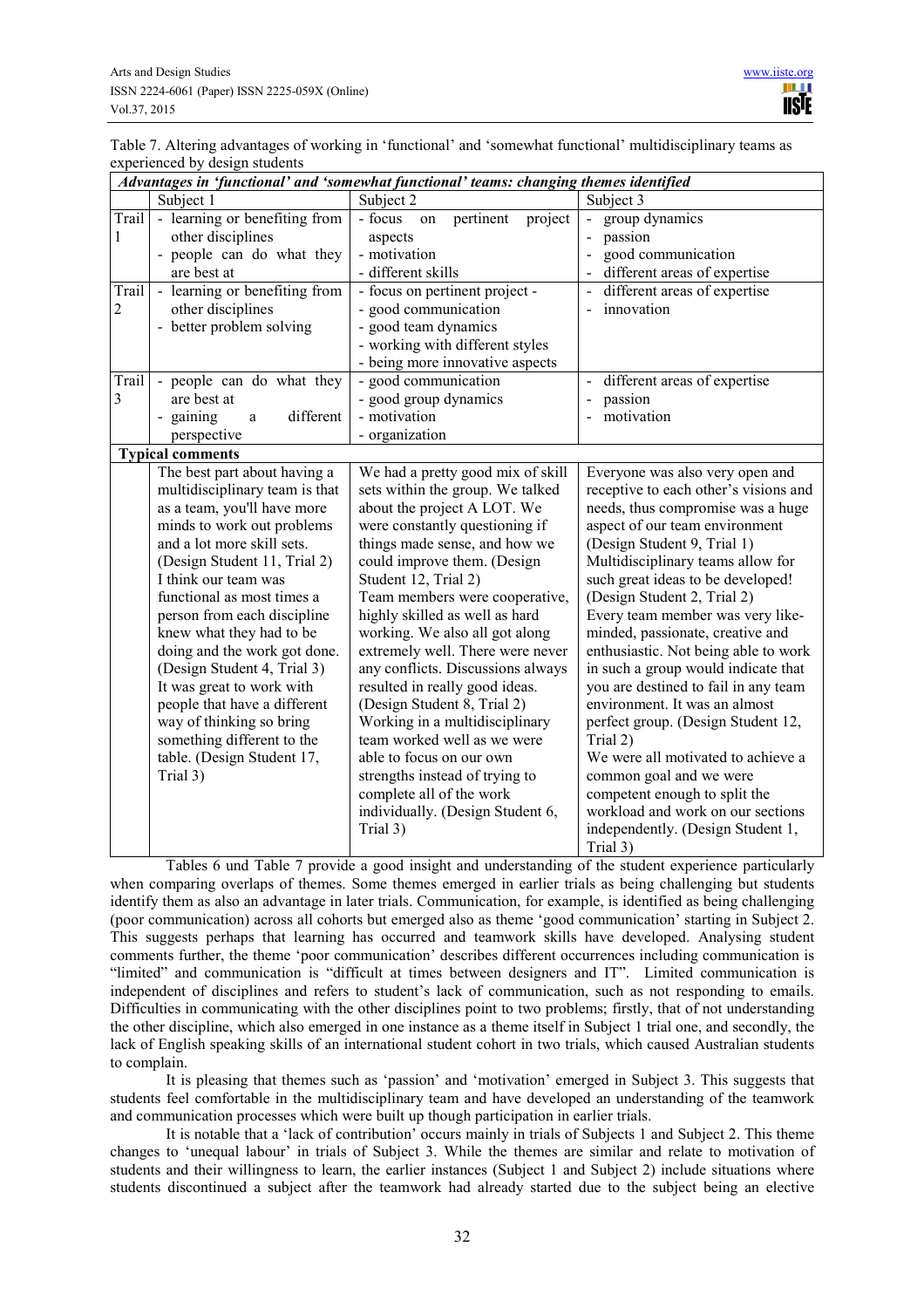Table 7. Altering advantages of working in 'functional' and 'somewhat functional' multidisciplinary teams as experienced by design students

| *Advantages in 'functional' and 'somewhat functional' teams: changing themes identified* | | | |
|---|---|---|---|
| | Subject 1 | Subject 2 | Subject 3 |
| Trail 1 | - learning or benefiting from other disciplines<br>- people can do what they are best at | - focus on pertinent project aspects<br>- motivation<br>- different skills | - group dynamics<br>- passion<br>- good communication<br>- different areas of expertise |
| Trail 2 | - learning or benefiting from other disciplines<br>- better problem solving | - focus on pertinent project -<br>- good communication<br>- good team dynamics<br>- working with different styles<br>- being more innovative aspects | - different areas of expertise<br>- innovation |
| Trail 3 | - people can do what they are best at<br>- gaining a different perspective | - good communication<br>- good group dynamics<br>- motivation<br>- organization | - different areas of expertise<br>- passion<br>- motivation |
| **Typical comments** | | | |
| | The best part about having a multidisciplinary team is that as a team, you'll have more minds to work out problems and a lot more skill sets. (Design Student 11, Trial 2)<br>I think our team was functional as most times a person from each discipline knew what they had to be doing and the work got done. (Design Student 4, Trial 3)<br>It was great to work with people that have a different way of thinking so bring something different to the table. (Design Student 17, Trial 3) | We had a pretty good mix of skill sets within the group. We talked about the project A LOT. We were constantly questioning if things made sense, and how we could improve them. (Design Student 12, Trial 2)<br>Team members were cooperative, highly skilled as well as hard working. We also all got along extremely well. There were never any conflicts. Discussions always resulted in really good ideas. (Design Student 8, Trial 2)<br>Working in a multidisciplinary team worked well as we were able to focus on our own strengths instead of trying to complete all of the work individually. (Design Student 6, Trial 3) | Everyone was also very open and receptive to each other's visions and needs, thus compromise was a huge aspect of our team environment (Design Student 9, Trial 1)<br>Multidisciplinary teams allow for such great ideas to be developed! (Design Student 2, Trial 2)<br>Every team member was very like-minded, passionate, creative and enthusiastic. Not being able to work in such a group would indicate that you are destined to fail in any team environment. It was an almost perfect group. (Design Student 12, Trial 2)<br>We were all motivated to achieve a common goal and we were competent enough to split the workload and work on our sections independently. (Design Student 1, Trial 3) |

Tables 6 und Table 7 provide a good insight and understanding of the student experience particularly when comparing overlaps of themes. Some themes emerged in earlier trials as being challenging but students identify them as also an advantage in later trials. Communication, for example, is identified as being challenging (poor communication) across all cohorts but emerged also as theme 'good communication' starting in Subject 2. This suggests perhaps that learning has occurred and teamwork skills have developed. Analysing student comments further, the theme 'poor communication' describes different occurrences including communication is "limited" and communication is "difficult at times between designers and IT". Limited communication is independent of disciplines and refers to student's lack of communication, such as not responding to emails. Difficulties in communicating with the other disciplines point to two problems; firstly, that of not understanding the other discipline, which also emerged in one instance as a theme itself in Subject 1 trial one, and secondly, the lack of English speaking skills of an international student cohort in two trials, which caused Australian students to complain.

It is pleasing that themes such as 'passion' and 'motivation' emerged in Subject 3. This suggests that students feel comfortable in the multidisciplinary team and have developed an understanding of the teamwork and communication processes which were built up though participation in earlier trials.

It is notable that a 'lack of contribution' occurs mainly in trials of Subjects 1 and Subject 2. This theme changes to 'unequal labour' in trials of Subject 3. While the themes are similar and relate to motivation of students and their willingness to learn, the earlier instances (Subject 1 and Subject 2) include situations where students discontinued a subject after the teamwork had already started due to the subject being an elective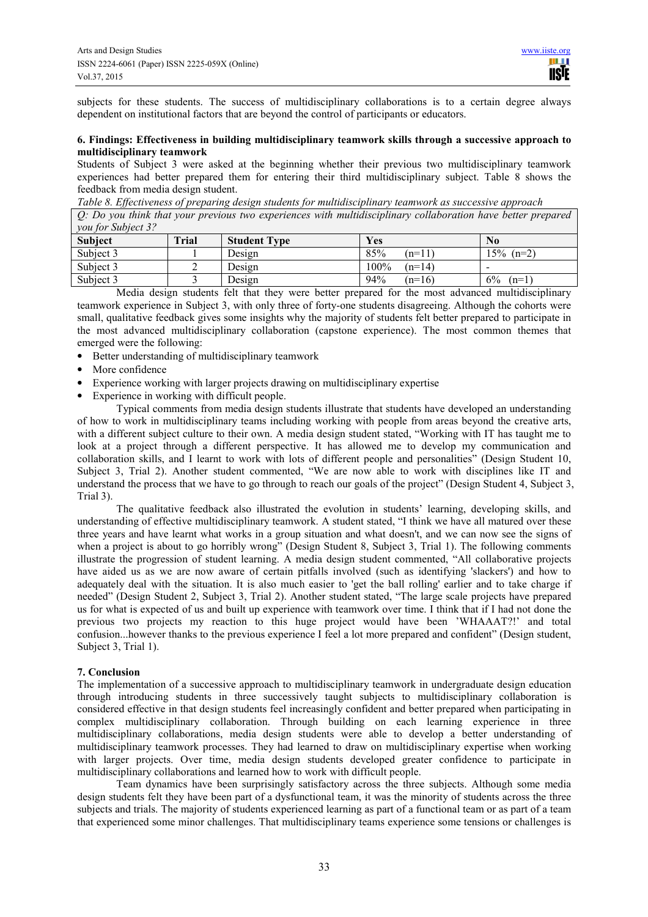subjects for these students. The success of multidisciplinary collaborations is to a certain degree always dependent on institutional factors that are beyond the control of participants or educators.

## 6. Findings: Effectiveness in building multidisciplinary teamwork skills through a successive approach to multidisciplinary teamwork

Students of Subject 3 were asked at the beginning whether their previous two multidisciplinary teamwork experiences had better prepared them for entering their third multidisciplinary subject. Table 8 shows the feedback from media design student.

*Table 8. Effectiveness of preparing design students for multidisciplinary teamwork as successive approach*

| *Q: Do you think that your previous two experiences with multidisciplinary collaboration have better prepared you for Subject 3?* | | | | |
|---|---|---|---|---|
| **Subject** | **Trial** | **Student Type** | **Yes** | **No** |
| Subject 3 | 1 | Design | 85% (n=11) | 15% (n=2) |
| Subject 3 | 2 | Design | 100% (n=14) | - |
| Subject 3 | 3 | Design | 94% (n=16) | 6% (n=1) |

Media design students felt that they were better prepared for the most advanced multidisciplinary teamwork experience in Subject 3, with only three of forty-one students disagreeing. Although the cohorts were small, qualitative feedback gives some insights why the majority of students felt better prepared to participate in the most advanced multidisciplinary collaboration (capstone experience). The most common themes that emerged were the following:

- Better understanding of multidisciplinary teamwork
- More confidence
- Experience working with larger projects drawing on multidisciplinary expertise
- Experience in working with difficult people.

Typical comments from media design students illustrate that students have developed an understanding of how to work in multidisciplinary teams including working with people from areas beyond the creative arts, with a different subject culture to their own. A media design student stated, "Working with IT has taught me to look at a project through a different perspective. It has allowed me to develop my communication and collaboration skills, and I learnt to work with lots of different people and personalities" (Design Student 10, Subject 3, Trial 2). Another student commented, "We are now able to work with disciplines like IT and understand the process that we have to go through to reach our goals of the project" (Design Student 4, Subject 3, Trial 3).

The qualitative feedback also illustrated the evolution in students' learning, developing skills, and understanding of effective multidisciplinary teamwork. A student stated, "I think we have all matured over these three years and have learnt what works in a group situation and what doesn't, and we can now see the signs of when a project is about to go horribly wrong" (Design Student 8, Subject 3, Trial 1). The following comments illustrate the progression of student learning. A media design student commented, "All collaborative projects have aided us as we are now aware of certain pitfalls involved (such as identifying 'slackers') and how to adequately deal with the situation. It is also much easier to 'get the ball rolling' earlier and to take charge if needed" (Design Student 2, Subject 3, Trial 2). Another student stated, "The large scale projects have prepared us for what is expected of us and built up experience with teamwork over time. I think that if I had not done the previous two projects my reaction to this huge project would have been 'WHAAAT?!' and total confusion...however thanks to the previous experience I feel a lot more prepared and confident" (Design student, Subject 3, Trial 1).

## 7. Conclusion

The implementation of a successive approach to multidisciplinary teamwork in undergraduate design education through introducing students in three successively taught subjects to multidisciplinary collaboration is considered effective in that design students feel increasingly confident and better prepared when participating in complex multidisciplinary collaboration. Through building on each learning experience in three multidisciplinary collaborations, media design students were able to develop a better understanding of multidisciplinary teamwork processes. They had learned to draw on multidisciplinary expertise when working with larger projects. Over time, media design students developed greater confidence to participate in multidisciplinary collaborations and learned how to work with difficult people.

Team dynamics have been surprisingly satisfactory across the three subjects. Although some media design students felt they have been part of a dysfunctional team, it was the minority of students across the three subjects and trials. The majority of students experienced learning as part of a functional team or as part of a team that experienced some minor challenges. That multidisciplinary teams experience some tensions or challenges is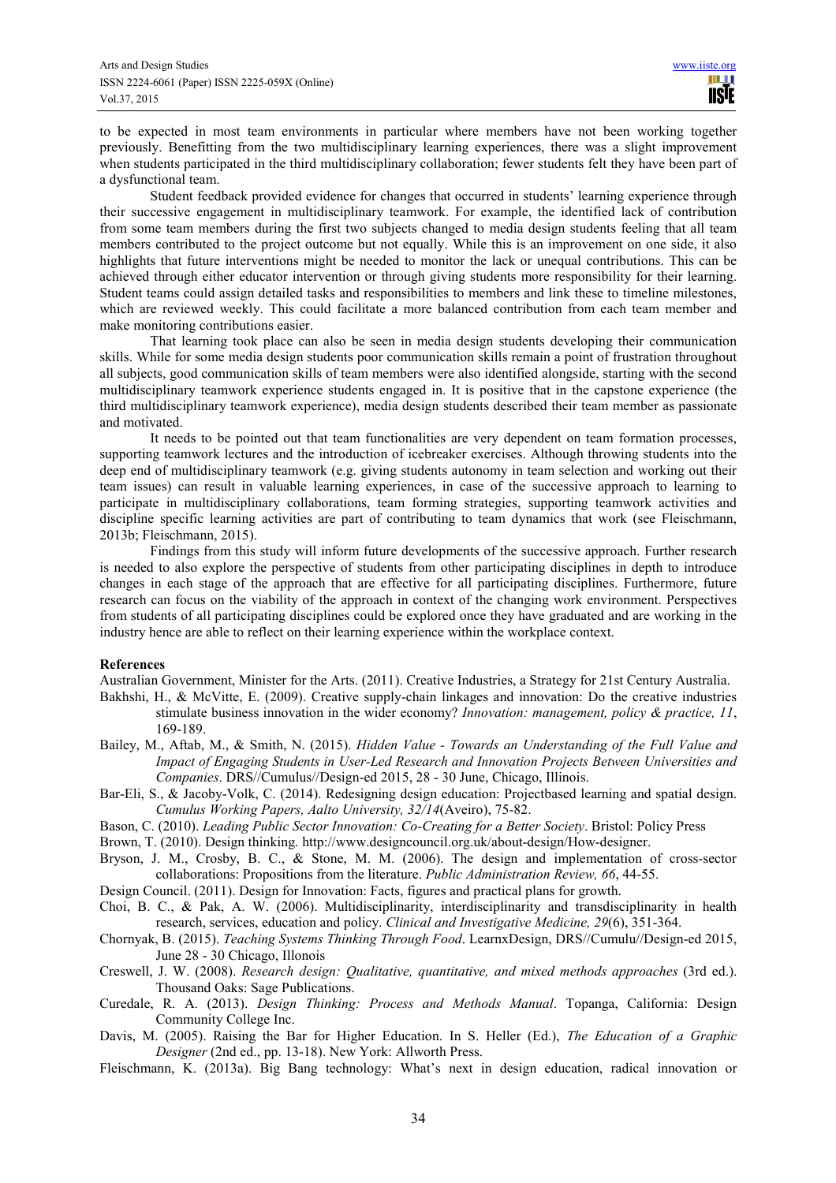to be expected in most team environments in particular where members have not been working together previously. Benefitting from the two multidisciplinary learning experiences, there was a slight improvement when students participated in the third multidisciplinary collaboration; fewer students felt they have been part of a dysfunctional team.

Student feedback provided evidence for changes that occurred in students' learning experience through their successive engagement in multidisciplinary teamwork. For example, the identified lack of contribution from some team members during the first two subjects changed to media design students feeling that all team members contributed to the project outcome but not equally. While this is an improvement on one side, it also highlights that future interventions might be needed to monitor the lack or unequal contributions. This can be achieved through either educator intervention or through giving students more responsibility for their learning. Student teams could assign detailed tasks and responsibilities to members and link these to timeline milestones, which are reviewed weekly. This could facilitate a more balanced contribution from each team member and make monitoring contributions easier.

That learning took place can also be seen in media design students developing their communication skills. While for some media design students poor communication skills remain a point of frustration throughout all subjects, good communication skills of team members were also identified alongside, starting with the second multidisciplinary teamwork experience students engaged in. It is positive that in the capstone experience (the third multidisciplinary teamwork experience), media design students described their team member as passionate and motivated.

It needs to be pointed out that team functionalities are very dependent on team formation processes, supporting teamwork lectures and the introduction of icebreaker exercises. Although throwing students into the deep end of multidisciplinary teamwork (e.g. giving students autonomy in team selection and working out their team issues) can result in valuable learning experiences, in case of the successive approach to learning to participate in multidisciplinary collaborations, team forming strategies, supporting teamwork activities and discipline specific learning activities are part of contributing to team dynamics that work (see Fleischmann, 2013b; Fleischmann, 2015).

Findings from this study will inform future developments of the successive approach. Further research is needed to also explore the perspective of students from other participating disciplines in depth to introduce changes in each stage of the approach that are effective for all participating disciplines. Furthermore, future research can focus on the viability of the approach in context of the changing work environment. Perspectives from students of all participating disciplines could be explored once they have graduated and are working in the industry hence are able to reflect on their learning experience within the workplace context.

**References**

Australian Government, Minister for the Arts. (2011). Creative Industries, a Strategy for 21st Century Australia.

Bakhshi, H., & McVitte, E. (2009). Creative supply-chain linkages and innovation: Do the creative industries stimulate business innovation in the wider economy? *Innovation: management, policy & practice, 11*, 169-189.

Bailey, M., Aftab, M., & Smith, N. (2015). *Hidden Value - Towards an Understanding of the Full Value and Impact of Engaging Students in User-Led Research and Innovation Projects Between Universities and Companies*. DRS//Cumulus//Design-ed 2015, 28 - 30 June, Chicago, Illinois.

Bar-Eli, S., & Jacoby-Volk, C. (2014). Redesigning design education: Projectbased learning and spatial design. *Cumulus Working Papers, Aalto University, 32/14*(Aveiro), 75-82.

Bason, C. (2010). *Leading Public Sector Innovation: Co-Creating for a Better Society*. Bristol: Policy Press

Brown, T. (2010). Design thinking. http://www.designcouncil.org.uk/about-design/How-designer.

Bryson, J. M., Crosby, B. C., & Stone, M. M. (2006). The design and implementation of cross-sector collaborations: Propositions from the literature. *Public Administration Review, 66*, 44-55.

Design Council. (2011). Design for Innovation: Facts, figures and practical plans for growth.

Choi, B. C., & Pak, A. W. (2006). Multidisciplinarity, interdisciplinarity and transdisciplinarity in health research, services, education and policy. *Clinical and Investigative Medicine, 29*(6), 351-364.

Chornyak, B. (2015). *Teaching Systems Thinking Through Food*. LearnxDesign, DRS//Cumulu//Design-ed 2015, June 28 - 30 Chicago, Illonois

Creswell, J. W. (2008). *Research design: Qualitative, quantitative, and mixed methods approaches* (3rd ed.). Thousand Oaks: Sage Publications.

Curedale, R. A. (2013). *Design Thinking: Process and Methods Manual*. Topanga, California: Design Community College Inc.

Davis, M. (2005). Raising the Bar for Higher Education. In S. Heller (Ed.), *The Education of a Graphic Designer* (2nd ed., pp. 13-18). New York: Allworth Press.

Fleischmann, K. (2013a). Big Bang technology: What's next in design education, radical innovation or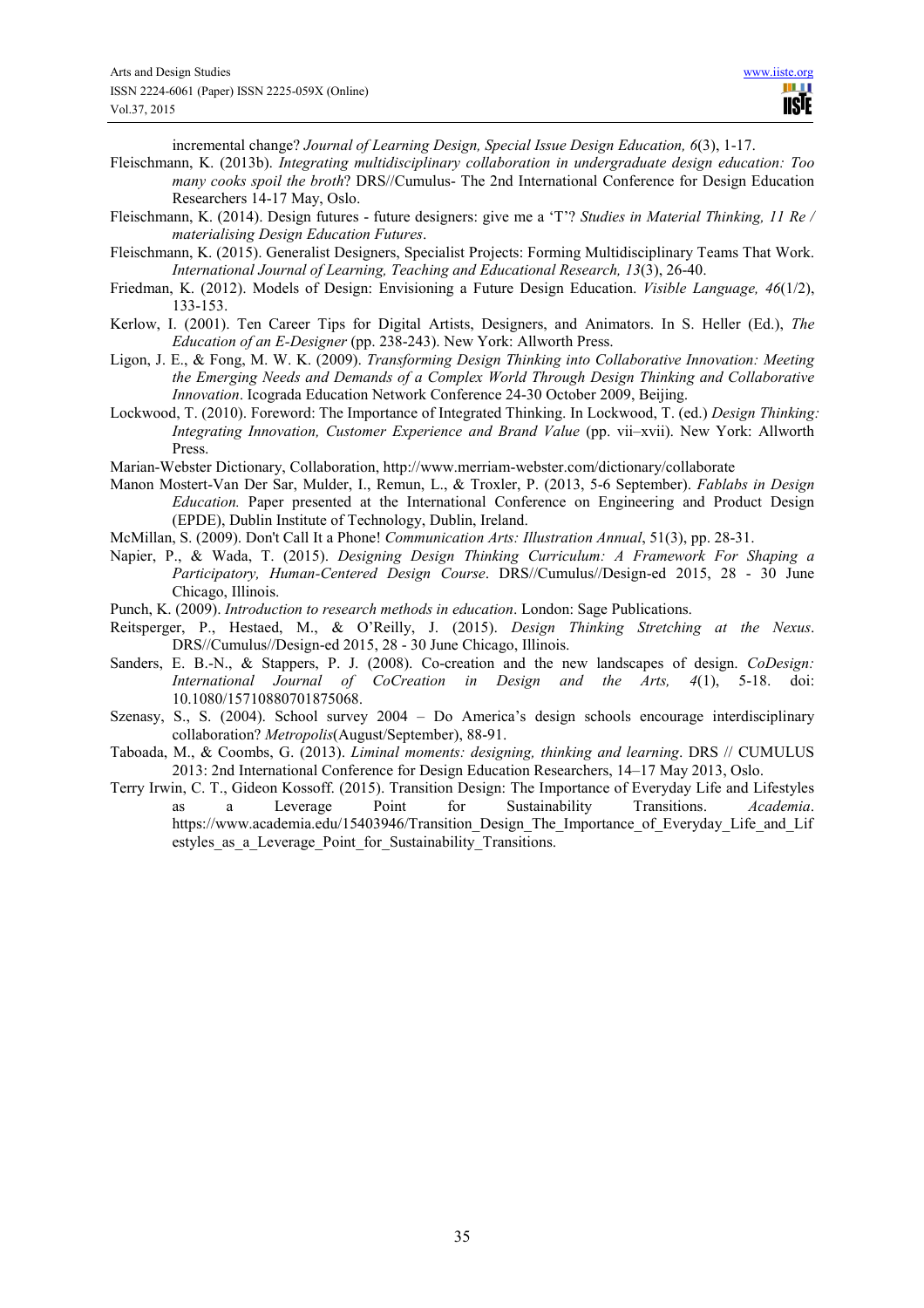incremental change? *Journal of Learning Design, Special Issue Design Education, 6*(3), 1-17.

Fleischmann, K. (2013b). *Integrating multidisciplinary collaboration in undergraduate design education: Too many cooks spoil the broth*? DRS//Cumulus- The 2nd International Conference for Design Education Researchers 14-17 May, Oslo.

Fleischmann, K. (2014). Design futures - future designers: give me a 'T'? *Studies in Material Thinking, 11 Re / materialising Design Education Futures*.

Fleischmann, K. (2015). Generalist Designers, Specialist Projects: Forming Multidisciplinary Teams That Work. *International Journal of Learning, Teaching and Educational Research, 13*(3), 26-40.

Friedman, K. (2012). Models of Design: Envisioning a Future Design Education. *Visible Language, 46*(1/2), 133-153.

Kerlow, I. (2001). Ten Career Tips for Digital Artists, Designers, and Animators. In S. Heller (Ed.), *The Education of an E-Designer* (pp. 238-243). New York: Allworth Press.

Ligon, J. E., & Fong, M. W. K. (2009). *Transforming Design Thinking into Collaborative Innovation: Meeting the Emerging Needs and Demands of a Complex World Through Design Thinking and Collaborative Innovation*. Icograda Education Network Conference 24-30 October 2009, Beijing.

Lockwood, T. (2010). Foreword: The Importance of Integrated Thinking. In Lockwood, T. (ed.) *Design Thinking: Integrating Innovation, Customer Experience and Brand Value* (pp. vii–xvii). New York: Allworth Press.

Marian-Webster Dictionary, Collaboration, http://www.merriam-webster.com/dictionary/collaborate

Manon Mostert-Van Der Sar, Mulder, I., Remun, L., & Troxler, P. (2013, 5-6 September). *Fablabs in Design Education.* Paper presented at the International Conference on Engineering and Product Design (EPDE), Dublin Institute of Technology, Dublin, Ireland.

McMillan, S. (2009). Don't Call It a Phone! *Communication Arts: Illustration Annual*, 51(3), pp. 28-31.

Napier, P., & Wada, T. (2015). *Designing Design Thinking Curriculum: A Framework For Shaping a Participatory, Human-Centered Design Course*. DRS//Cumulus//Design-ed 2015, 28 - 30 June Chicago, Illinois.

Punch, K. (2009). *Introduction to research methods in education*. London: Sage Publications.

Reitsperger, P., Hestaed, M., & O'Reilly, J. (2015). *Design Thinking Stretching at the Nexus*. DRS//Cumulus//Design-ed 2015, 28 - 30 June Chicago, Illinois.

Sanders, E. B.-N., & Stappers, P. J. (2008). Co-creation and the new landscapes of design. *CoDesign: International Journal of CoCreation in Design and the Arts, 4*(1), 5-18. doi: 10.1080/15710880701875068.

Szenasy, S., S. (2004). School survey 2004 – Do America's design schools encourage interdisciplinary collaboration? *Metropolis*(August/September), 88-91.

Taboada, M., & Coombs, G. (2013). *Liminal moments: designing, thinking and learning*. DRS // CUMULUS 2013: 2nd International Conference for Design Education Researchers, 14–17 May 2013, Oslo.

Terry Irwin, C. T., Gideon Kossoff. (2015). Transition Design: The Importance of Everyday Life and Lifestyles as a Leverage Point for Sustainability Transitions. *Academia*. https://www.academia.edu/15403946/Transition_Design_The_Importance_of_Everyday_Life_and_Lifestyles_as_a_Leverage_Point_for_Sustainability_Transitions.